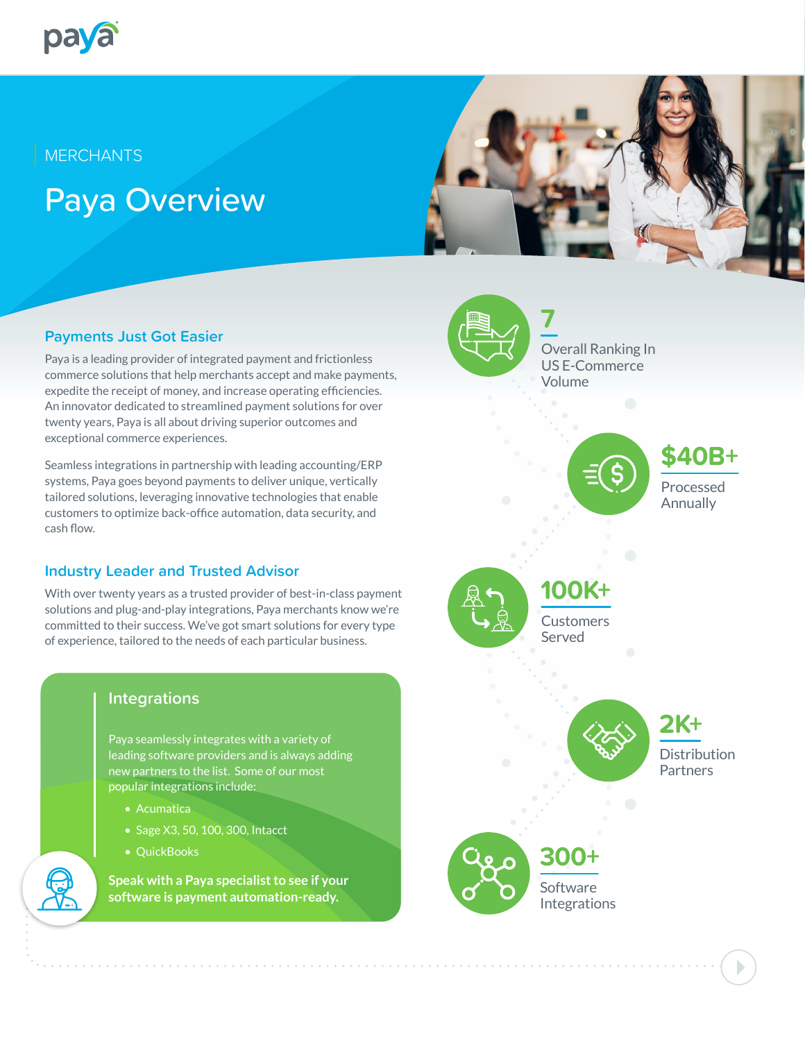MERCHANTS

# Paya Overview

## Payments Just Got Easier

Paya is a leading provider of integrated payment and frictionless commerce solutions that help merchants accept and make payments, expedite the receipt of money, and increase operating efficiencies. An innovator dedicated to streamlined payment solutions for over twenty years, Paya is all about driving superior outcomes and exceptional commerce experiences.

Seamless integrations in partnership with leading accounting/ERP systems, Paya goes beyond payments to deliver unique, vertically tailored solutions, leveraging innovative technologies that enable customers to optimize back-office automation, data security, and cash flow.

## Industry Leader and Trusted Advisor

With over twenty years as a trusted provider of best-in-class payment solutions and plug-and-play integrations, Paya merchants know we're committed to their success. We've got smart solutions for every type of experience, tailored to the needs of each particular business.

### Integrations

Paya seamlessly integrates with a variety of leading software providers and is always adding new partners to the list. Some of our most popular integrations include:

- Acumatica
- Sage X3, 50, 100, 300, Intacct
- QuickBooks

**Speak with a Paya specialist to see if your software is payment automation-ready.**

**7**
Overall Ranking In US E-Commerce Volume

**$40B+**
Processed Annually

**100K+**
Customers Served

**2K+**
Distribution Partners

**300+**
Software Integrations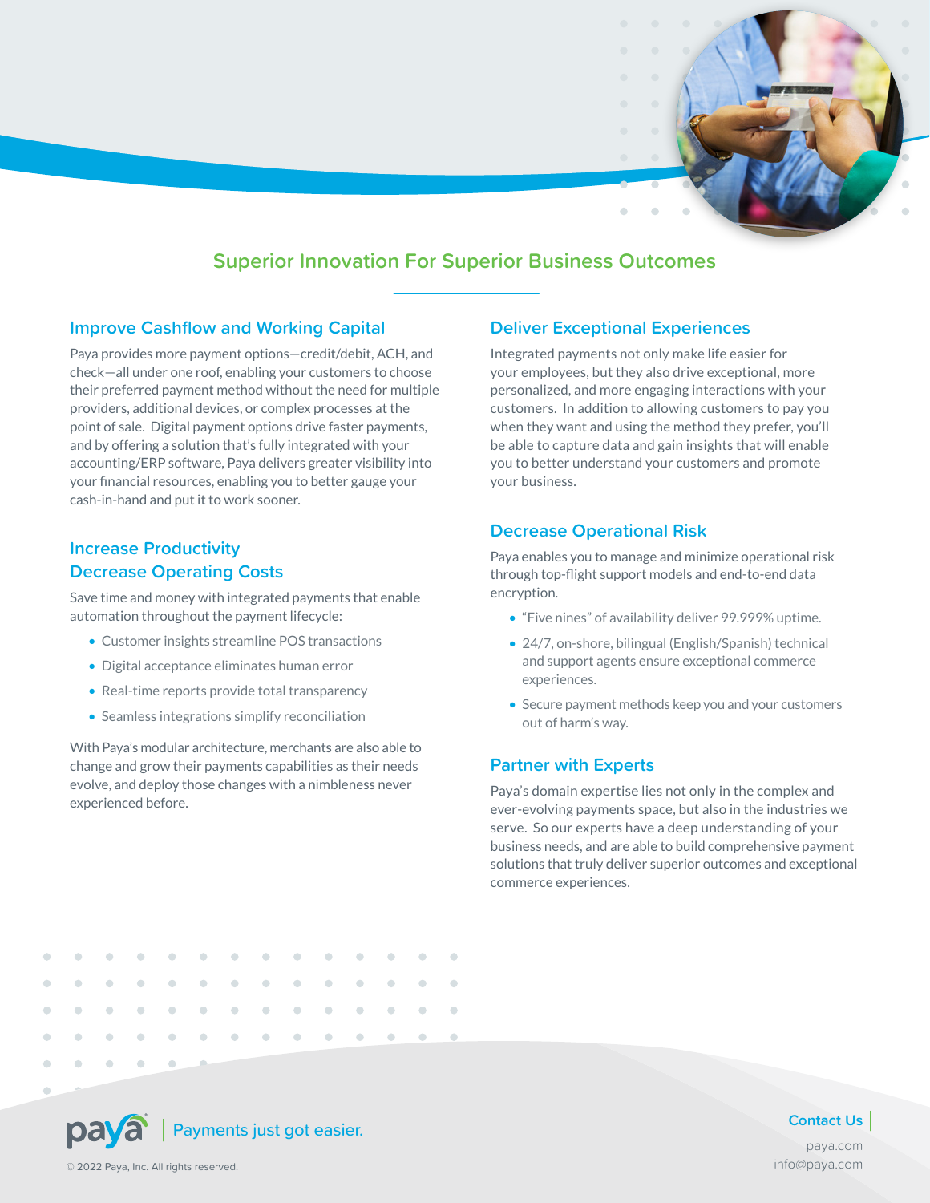## Superior Innovation For Superior Business Outcomes

### Improve Cashflow and Working Capital

Paya provides more payment options—credit/debit, ACH, and check—all under one roof, enabling your customers to choose their preferred payment method without the need for multiple providers, additional devices, or complex processes at the point of sale. Digital payment options drive faster payments, and by offering a solution that's fully integrated with your accounting/ERP software, Paya delivers greater visibility into your financial resources, enabling you to better gauge your cash-in-hand and put it to work sooner.

### Increase Productivity Decrease Operating Costs

Save time and money with integrated payments that enable automation throughout the payment lifecycle:

- Customer insights streamline POS transactions
- Digital acceptance eliminates human error
- Real-time reports provide total transparency
- Seamless integrations simplify reconciliation

With Paya's modular architecture, merchants are also able to change and grow their payments capabilities as their needs evolve, and deploy those changes with a nimbleness never experienced before.

### Deliver Exceptional Experiences

Integrated payments not only make life easier for your employees, but they also drive exceptional, more personalized, and more engaging interactions with your customers. In addition to allowing customers to pay you when they want and using the method they prefer, you'll be able to capture data and gain insights that will enable you to better understand your customers and promote your business.

### Decrease Operational Risk

Paya enables you to manage and minimize operational risk through top-flight support models and end-to-end data encryption.

- "Five nines" of availability deliver 99.999% uptime.
- 24/7, on-shore, bilingual (English/Spanish) technical and support agents ensure exceptional commerce experiences.
- Secure payment methods keep you and your customers out of harm's way.

### Partner with Experts

Paya's domain expertise lies not only in the complex and ever-evolving payments space, but also in the industries we serve. So our experts have a deep understanding of your business needs, and are able to build comprehensive payment solutions that truly deliver superior outcomes and exceptional commerce experiences.

paya | Payments just got easier.

© 2022 Paya, Inc. All rights reserved.

**Contact Us**

paya.com
info@paya.com